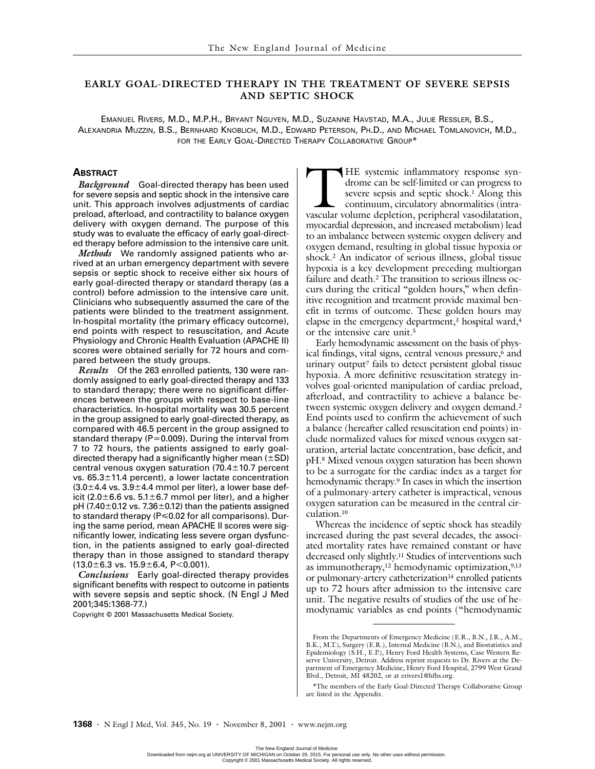# EARLY GOAL-DIRECTED THERAPY IN THE TREATMENT OF SEVERE SEPSIS AND SEPTIC SHOCK

EMANUEL RIVERS, M.D., M.P.H., BRYANT NGUYEN, M.D., SUZANNE HAVSTAD, M.A., JULIE RESSLER, B.S., ALEXANDRIA MUZZIN, B.S., BERNHARD KNOBLICH, M.D., EDWARD PETERSON, PH.D., AND MICHAEL TOMLANOVICH, M.D., FOR THE EARLY GOAL-DIRECTED THERAPY COLLABORATIVE GROUP*

## ABSTRACT

*Background* Goal-directed therapy has been used for severe sepsis and septic shock in the intensive care unit. This approach involves adjustments of cardiac preload, afterload, and contractility to balance oxygen delivery with oxygen demand. The purpose of this study was to evaluate the efficacy of early goal-directed therapy before admission to the intensive care unit.

*Methods* We randomly assigned patients who arrived at an urban emergency department with severe sepsis or septic shock to receive either six hours of early goal-directed therapy or standard therapy (as a control) before admission to the intensive care unit. Clinicians who subsequently assumed the care of the patients were blinded to the treatment assignment. In-hospital mortality (the primary efficacy outcome), end points with respect to resuscitation, and Acute Physiology and Chronic Health Evaluation (APACHE II) scores were obtained serially for 72 hours and compared between the study groups.

*Results* Of the 263 enrolled patients, 130 were randomly assigned to early goal-directed therapy and 133 to standard therapy; there were no significant differences between the groups with respect to base-line characteristics. In-hospital mortality was 30.5 percent in the group assigned to early goal-directed therapy, as compared with 46.5 percent in the group assigned to standard therapy ($P=0.009$). During the interval from 7 to 72 hours, the patients assigned to early goal-directed therapy had a significantly higher mean ($\pm$SD) central venous oxygen saturation ($70.4\pm10.7$ percent vs. $65.3\pm11.4$ percent), a lower lactate concentration ($3.0\pm4.4$ vs. $3.9\pm4.4$ mmol per liter), a lower base deficit ($2.0\pm6.6$ vs. $5.1\pm6.7$ mmol per liter), and a higher pH ($7.40\pm0.12$ vs. $7.36\pm0.12$) than the patients assigned to standard therapy ($P\leq0.02$ for all comparisons). During the same period, mean APACHE II scores were significantly lower, indicating less severe organ dysfunction, in the patients assigned to early goal-directed therapy than in those assigned to standard therapy ($13.0\pm6.3$ vs. $15.9\pm6.4$, $P<0.001$).

*Conclusions* Early goal-directed therapy provides significant benefits with respect to outcome in patients with severe sepsis and septic shock. (N Engl J Med 2001;345:1368-77.)

Copyright © 2001 Massachusetts Medical Society.

THE systemic inflammatory response syndrome can be self-limited or can progress to severe sepsis and septic shock.[1] Along this continuum, circulatory abnormalities (intravascular volume depletion, peripheral vasodilatation, myocardial depression, and increased metabolism) lead to an imbalance between systemic oxygen delivery and oxygen demand, resulting in global tissue hypoxia or shock.[2] An indicator of serious illness, global tissue hypoxia is a key development preceding multiorgan failure and death.[2] The transition to serious illness occurs during the critical "golden hours," when definitive recognition and treatment provide maximal benefit in terms of outcome. These golden hours may elapse in the emergency department,[3] hospital ward,[4] or the intensive care unit.[5]

Early hemodynamic assessment on the basis of physical findings, vital signs, central venous pressure,[6] and urinary output[7] fails to detect persistent global tissue hypoxia. A more definitive resuscitation strategy involves goal-oriented manipulation of cardiac preload, afterload, and contractility to achieve a balance between systemic oxygen delivery and oxygen demand.[2] End points used to confirm the achievement of such a balance (hereafter called resuscitation end points) include normalized values for mixed venous oxygen saturation, arterial lactate concentration, base deficit, and pH.[8] Mixed venous oxygen saturation has been shown to be a surrogate for the cardiac index as a target for hemodynamic therapy.[9] In cases in which the insertion of a pulmonary-artery catheter is impractical, venous oxygen saturation can be measured in the central circulation.[10]

Whereas the incidence of septic shock has steadily increased during the past several decades, the associated mortality rates have remained constant or have decreased only slightly.[11] Studies of interventions such as immunotherapy,[12] hemodynamic optimization,[9,13] or pulmonary-artery catheterization[14] enrolled patients up to 72 hours after admission to the intensive care unit. The negative results of studies of the use of hemodynamic variables as end points ("hemodynamic

From the Departments of Emergency Medicine (E.R., B.N., J.R., A.M., B.K., M.T.), Surgery (E.R.), Internal Medicine (B.N.), and Biostatistics and Epidemiology (S.H., E.P.), Henry Ford Health Systems, Case Western Reserve University, Detroit. Address reprint requests to Dr. Rivers at the Department of Emergency Medicine, Henry Ford Hospital, 2799 West Grand Blvd., Detroit, MI 48202, or at erivers1@hfhs.org.

*The members of the Early Goal-Directed Therapy Collaborative Group are listed in the Appendix.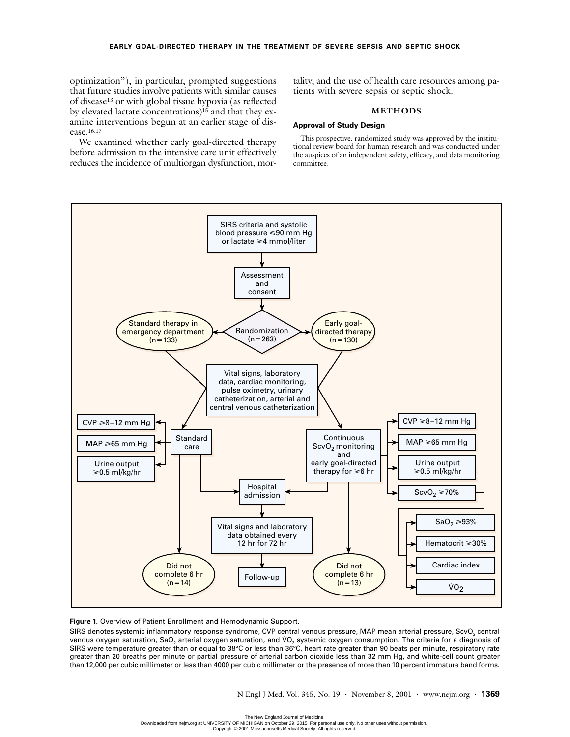optimization"), in particular, prompted suggestions that future studies involve patients with similar causes of disease[13] or with global tissue hypoxia (as reflected by elevated lactate concentrations)[15] and that they examine interventions begun at an earlier stage of disease.[16,17]

We examined whether early goal-directed therapy before admission to the intensive care unit effectively reduces the incidence of multiorgan dysfunction, mortality, and the use of health care resources among patients with severe sepsis or septic shock.

## METHODS

### Approval of Study Design

This prospective, randomized study was approved by the institutional review board for human research and was conducted under the auspices of an independent safety, efficacy, and data monitoring committee.

SIRS criteria and systolic blood pressure ≤90 mm Hg or lactate ≥4 mmol/liter

Assessment and consent

Randomization (n=263)

Standard therapy in emergency department (n=133)

Early goal-directed therapy (n=130)

Vital signs, laboratory data, cardiac monitoring, pulse oximetry, urinary catheterization, arterial and central venous catheterization

Standard care: CVP ≥8–12 mm Hg; MAP ≥65 mm Hg; Urine output ≥0.5 ml/kg/hr

Continuous $ScvO_2$ monitoring and early goal-directed therapy for ≥6 hr: CVP ≥8–12 mm Hg; MAP ≥65 mm Hg; Urine output ≥0.5 ml/kg/hr; $ScvO_2$ ≥70%

$ScvO_2$ ≥70% → $SaO_2$ ≥93%; Hematocrit ≥30%; Cardiac index; $\dot{V}O_2$

Hospital admission

Vital signs and laboratory data obtained every 12 hr for 72 hr

Follow-up

Did not complete 6 hr (n=14)

Did not complete 6 hr (n=13)

**Figure 1.** Overview of Patient Enrollment and Hemodynamic Support.

SIRS denotes systemic inflammatory response syndrome, CVP central venous pressure, MAP mean arterial pressure, $ScvO_2$ central venous oxygen saturation, $SaO_2$ arterial oxygen saturation, and $\dot{V}O_2$ systemic oxygen consumption. The criteria for a diagnosis of SIRS were temperature greater than or equal to 38°C or less than 36°C, heart rate greater than 90 beats per minute, respiratory rate greater than 20 breaths per minute or partial pressure of arterial carbon dioxide less than 32 mm Hg, and white-cell count greater than 12,000 per cubic millimeter or less than 4000 per cubic millimeter or the presence of more than 10 percent immature band forms.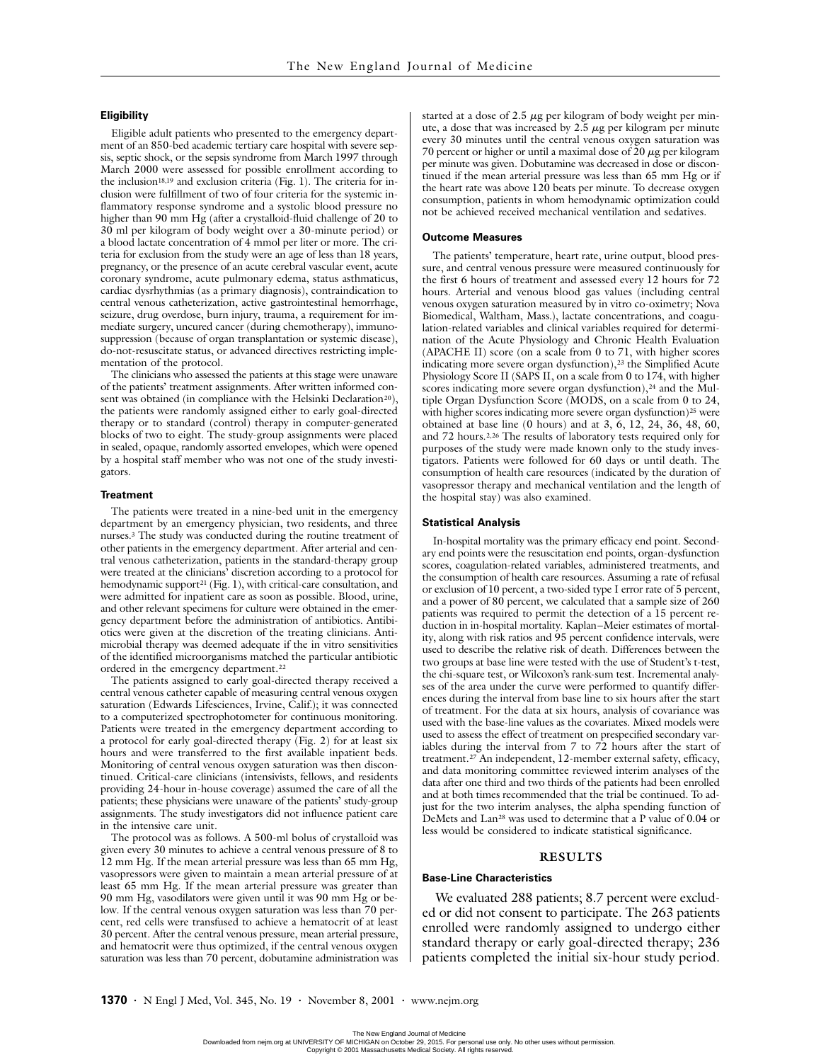### Eligibility

Eligible adult patients who presented to the emergency department of an 850-bed academic tertiary care hospital with severe sepsis, septic shock, or the sepsis syndrome from March 1997 through March 2000 were assessed for possible enrollment according to the inclusion[18,19] and exclusion criteria (Fig. 1). The criteria for inclusion were fulfillment of two of four criteria for the systemic inflammatory response syndrome and a systolic blood pressure no higher than 90 mm Hg (after a crystalloid-fluid challenge of 20 to 30 ml per kilogram of body weight over a 30-minute period) or a blood lactate concentration of 4 mmol per liter or more. The criteria for exclusion from the study were an age of less than 18 years, pregnancy, or the presence of an acute cerebral vascular event, acute coronary syndrome, acute pulmonary edema, status asthmaticus, cardiac dysrhythmias (as a primary diagnosis), contraindication to central venous catheterization, active gastrointestinal hemorrhage, seizure, drug overdose, burn injury, trauma, a requirement for immediate surgery, uncured cancer (during chemotherapy), immunosuppression (because of organ transplantation or systemic disease), do-not-resuscitate status, or advanced directives restricting implementation of the protocol.

The clinicians who assessed the patients at this stage were unaware of the patients' treatment assignments. After written informed consent was obtained (in compliance with the Helsinki Declaration[20]), the patients were randomly assigned either to early goal-directed therapy or to standard (control) therapy in computer-generated blocks of two to eight. The study-group assignments were placed in sealed, opaque, randomly assorted envelopes, which were opened by a hospital staff member who was not one of the study investigators.

### Treatment

The patients were treated in a nine-bed unit in the emergency department by an emergency physician, two residents, and three nurses.[3] The study was conducted during the routine treatment of other patients in the emergency department. After arterial and central venous catheterization, patients in the standard-therapy group were treated at the clinicians' discretion according to a protocol for hemodynamic support[21] (Fig. 1), with critical-care consultation, and were admitted for inpatient care as soon as possible. Blood, urine, and other relevant specimens for culture were obtained in the emergency department before the administration of antibiotics. Antibiotics were given at the discretion of the treating clinicians. Antimicrobial therapy was deemed adequate if the in vitro sensitivities of the identified microorganisms matched the particular antibiotic ordered in the emergency department.[22]

The patients assigned to early goal-directed therapy received a central venous catheter capable of measuring central venous oxygen saturation (Edwards Lifesciences, Irvine, Calif.); it was connected to a computerized spectrophotometer for continuous monitoring. Patients were treated in the emergency department according to a protocol for early goal-directed therapy (Fig. 2) for at least six hours and were transferred to the first available inpatient beds. Monitoring of central venous oxygen saturation was then discontinued. Critical-care clinicians (intensivists, fellows, and residents providing 24-hour in-house coverage) assumed the care of all the patients; these physicians were unaware of the patients' study-group assignments. The study investigators did not influence patient care in the intensive care unit.

The protocol was as follows. A 500-ml bolus of crystalloid was given every 30 minutes to achieve a central venous pressure of 8 to 12 mm Hg. If the mean arterial pressure was less than 65 mm Hg, vasopressors were given to maintain a mean arterial pressure of at least 65 mm Hg. If the mean arterial pressure was greater than 90 mm Hg, vasodilators were given until it was 90 mm Hg or below. If the central venous oxygen saturation was less than 70 percent, red cells were transfused to achieve a hematocrit of at least 30 percent. After the central venous pressure, mean arterial pressure, and hematocrit were thus optimized, if the central venous oxygen saturation was less than 70 percent, dobutamine administration was started at a dose of 2.5 $\mu$g per kilogram of body weight per minute, a dose that was increased by 2.5 $\mu$g per kilogram per minute every 30 minutes until the central venous oxygen saturation was 70 percent or higher or until a maximal dose of 20 $\mu$g per kilogram per minute was given. Dobutamine was decreased in dose or discontinued if the mean arterial pressure was less than 65 mm Hg or if the heart rate was above 120 beats per minute. To decrease oxygen consumption, patients in whom hemodynamic optimization could not be achieved received mechanical ventilation and sedatives.

### Outcome Measures

The patients' temperature, heart rate, urine output, blood pressure, and central venous pressure were measured continuously for the first 6 hours of treatment and assessed every 12 hours for 72 hours. Arterial and venous blood gas values (including central venous oxygen saturation measured by in vitro co-oximetry; Nova Biomedical, Waltham, Mass.), lactate concentrations, and coagulation-related variables and clinical variables required for determination of the Acute Physiology and Chronic Health Evaluation (APACHE II) score (on a scale from 0 to 71, with higher scores indicating more severe organ dysfunction),[23] the Simplified Acute Physiology Score II (SAPS II, on a scale from 0 to 174, with higher scores indicating more severe organ dysfunction),[24] and the Multiple Organ Dysfunction Score (MODS, on a scale from 0 to 24, with higher scores indicating more severe organ dysfunction)[25] were obtained at base line (0 hours) and at 3, 6, 12, 24, 36, 48, 60, and 72 hours.[2,26] The results of laboratory tests required only for purposes of the study were made known only to the study investigators. Patients were followed for 60 days or until death. The consumption of health care resources (indicated by the duration of vasopressor therapy and mechanical ventilation and the length of the hospital stay) was also examined.

### Statistical Analysis

In-hospital mortality was the primary efficacy end point. Secondary end points were the resuscitation end points, organ-dysfunction scores, coagulation-related variables, administered treatments, and the consumption of health care resources. Assuming a rate of refusal or exclusion of 10 percent, a two-sided type I error rate of 5 percent, and a power of 80 percent, we calculated that a sample size of 260 patients was required to permit the detection of a 15 percent reduction in in-hospital mortality. Kaplan–Meier estimates of mortality, along with risk ratios and 95 percent confidence intervals, were used to describe the relative risk of death. Differences between the two groups at base line were tested with the use of Student's t-test, the chi-square test, or Wilcoxon's rank-sum test. Incremental analyses of the area under the curve were performed to quantify differences during the interval from base line to six hours after the start of treatment. For the data at six hours, analysis of covariance was used with the base-line values as the covariates. Mixed models were used to assess the effect of treatment on prespecified secondary variables during the interval from 7 to 72 hours after the start of treatment.[27] An independent, 12-member external safety, efficacy, and data monitoring committee reviewed interim analyses of the data after one third and two thirds of the patients had been enrolled and at both times recommended that the trial be continued. To adjust for the two interim analyses, the alpha spending function of DeMets and Lan[28] was used to determine that a P value of 0.04 or less would be considered to indicate statistical significance.

## RESULTS

### Base-Line Characteristics

We evaluated 288 patients; 8.7 percent were excluded or did not consent to participate. The 263 patients enrolled were randomly assigned to undergo either standard therapy or early goal-directed therapy; 236 patients completed the initial six-hour study period.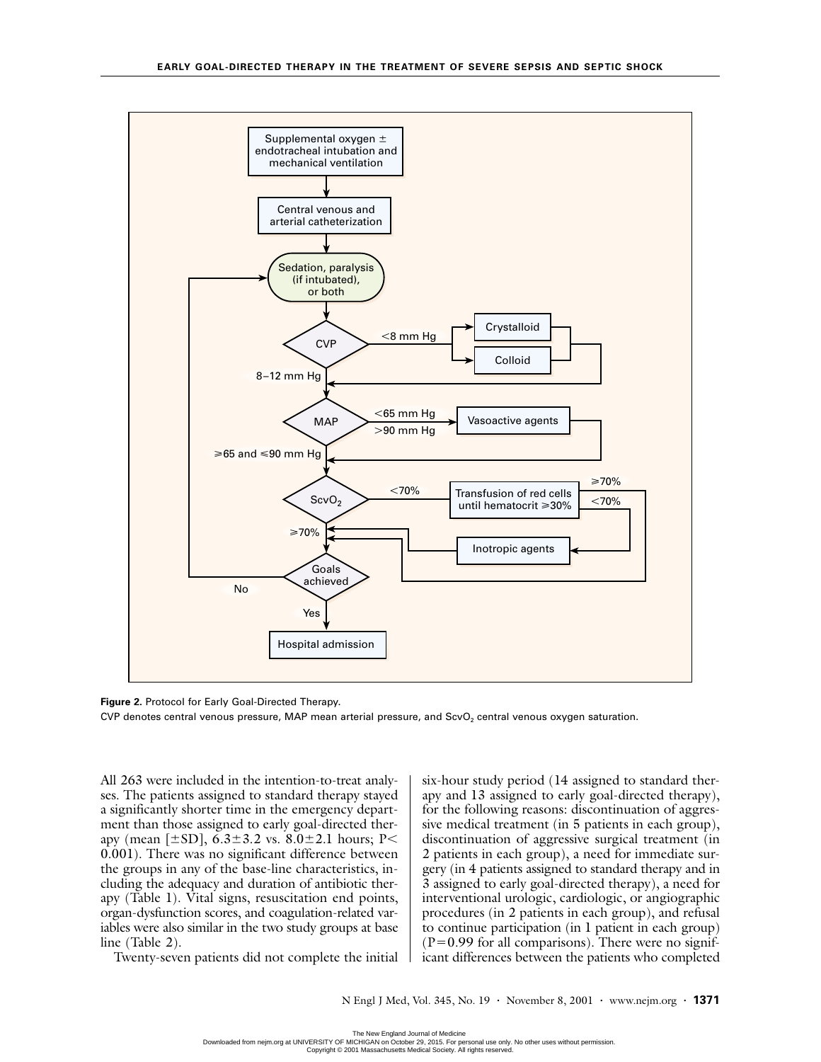**Figure 2.** Protocol for Early Goal-Directed Therapy.

CVP denotes central venous pressure, MAP mean arterial pressure, and $ScvO_2$ central venous oxygen saturation.

All 263 were included in the intention-to-treat analyses. The patients assigned to standard therapy stayed a significantly shorter time in the emergency department than those assigned to early goal-directed therapy (mean [±SD], 6.3±3.2 vs. 8.0±2.1 hours; $P<0.001$). There was no significant difference between the groups in any of the base-line characteristics, including the adequacy and duration of antibiotic therapy (Table 1). Vital signs, resuscitation end points, organ-dysfunction scores, and coagulation-related variables were also similar in the two study groups at base line (Table 2).

Twenty-seven patients did not complete the initial six-hour study period (14 assigned to standard therapy and 13 assigned to early goal-directed therapy), for the following reasons: discontinuation of aggressive medical treatment (in 5 patients in each group), discontinuation of aggressive surgical treatment (in 2 patients in each group), a need for immediate surgery (in 4 patients assigned to standard therapy and in 3 assigned to early goal-directed therapy), a need for interventional urologic, cardiologic, or angiographic procedures (in 2 patients in each group), and refusal to continue participation (in 1 patient in each group) ($P=0.99$ for all comparisons). There were no significant differences between the patients who completed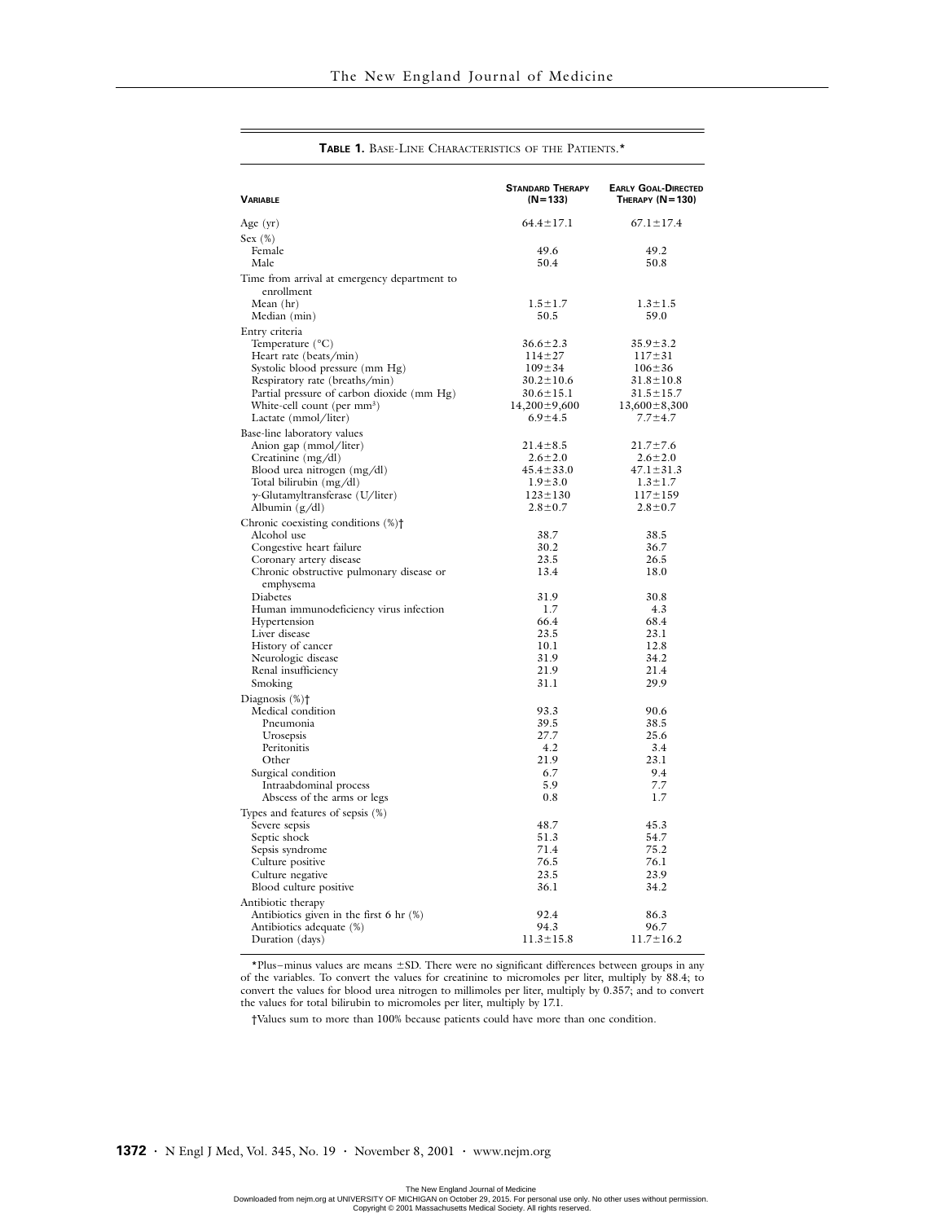**TABLE 1.** BASE-LINE CHARACTERISTICS OF THE PATIENTS.*

| VARIABLE | STANDARD THERAPY (N=133) | EARLY GOAL-DIRECTED THERAPY (N=130) |
|---|---|---|
| Age (yr) | 64.4±17.1 | 67.1±17.4 |
| Sex (%) | | |
| Female | 49.6 | 49.2 |
| Male | 50.4 | 50.8 |
| Time from arrival at emergency department to enrollment | | |
| Mean (hr) | 1.5±1.7 | 1.3±1.5 |
| Median (min) | 50.5 | 59.0 |
| Entry criteria | | |
| Temperature (°C) | 36.6±2.3 | 35.9±3.2 |
| Heart rate (beats/min) | 114±27 | 117±31 |
| Systolic blood pressure (mm Hg) | 109±34 | 106±36 |
| Respiratory rate (breaths/min) | 30.2±10.6 | 31.8±10.8 |
| Partial pressure of carbon dioxide (mm Hg) | 30.6±15.1 | 31.5±15.7 |
| White-cell count (per mm³) | 14,200±9,600 | 13,600±8,300 |
| Lactate (mmol/liter) | 6.9±4.5 | 7.7±4.7 |
| Base-line laboratory values | | |
| Anion gap (mmol/liter) | 21.4±8.5 | 21.7±7.6 |
| Creatinine (mg/dl) | 2.6±2.0 | 2.6±2.0 |
| Blood urea nitrogen (mg/dl) | 45.4±33.0 | 47.1±31.3 |
| Total bilirubin (mg/dl) | 1.9±3.0 | 1.3±1.7 |
| γ-Glutamyltransferase (U/liter) | 123±130 | 117±159 |
| Albumin (g/dl) | 2.8±0.7 | 2.8±0.7 |
| Chronic coexisting conditions (%)† | | |
| Alcohol use | 38.7 | 38.5 |
| Congestive heart failure | 30.2 | 36.7 |
| Coronary artery disease | 23.5 | 26.5 |
| Chronic obstructive pulmonary disease or emphysema | 13.4 | 18.0 |
| Diabetes | 31.9 | 30.8 |
| Human immunodeficiency virus infection | 1.7 | 4.3 |
| Hypertension | 66.4 | 68.4 |
| Liver disease | 23.5 | 23.1 |
| History of cancer | 10.1 | 12.8 |
| Neurologic disease | 31.9 | 34.2 |
| Renal insufficiency | 21.9 | 21.4 |
| Smoking | 31.1 | 29.9 |
| Diagnosis (%)† | | |
| Medical condition | 93.3 | 90.6 |
| Pneumonia | 39.5 | 38.5 |
| Urosepsis | 27.7 | 25.6 |
| Peritonitis | 4.2 | 3.4 |
| Other | 21.9 | 23.1 |
| Surgical condition | 6.7 | 9.4 |
| Intraabdominal process | 5.9 | 7.7 |
| Abscess of the arms or legs | 0.8 | 1.7 |
| Types and features of sepsis (%) | | |
| Severe sepsis | 48.7 | 45.3 |
| Septic shock | 51.3 | 54.7 |
| Sepsis syndrome | 71.4 | 75.2 |
| Culture positive | 76.5 | 76.1 |
| Culture negative | 23.5 | 23.9 |
| Blood culture positive | 36.1 | 34.2 |
| Antibiotic therapy | | |
| Antibiotics given in the first 6 hr (%) | 92.4 | 86.3 |
| Antibiotics adequate (%) | 94.3 | 96.7 |
| Duration (days) | 11.3±15.8 | 11.7±16.2 |

*Plus–minus values are means ±SD. There were no significant differences between groups in any of the variables. To convert the values for creatinine to micromoles per liter, multiply by 88.4; to convert the values for blood urea nitrogen to millimoles per liter, multiply by 0.357; and to convert the values for total bilirubin to micromoles per liter, multiply by 17.1.

†Values sum to more than 100% because patients could have more than one condition.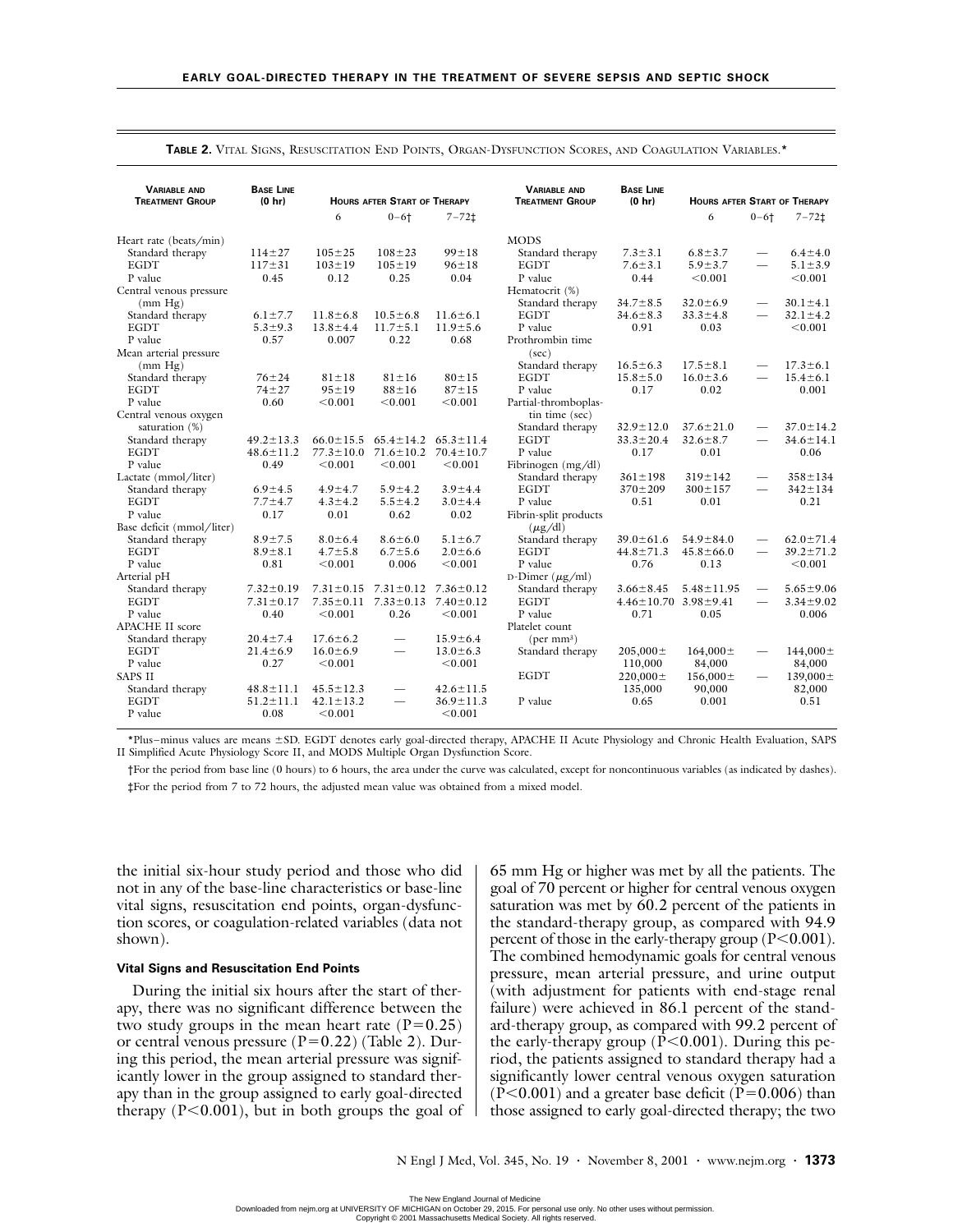**TABLE 2.** VITAL SIGNS, RESUSCITATION END POINTS, ORGAN-DYSFUNCTION SCORES, AND COAGULATION VARIABLES.*

| Variable and Treatment Group | Base Line (0 hr) | Hours after Start of Therapy | | |
|---|---|---|---|---|
| | | 6 | 0–6† | 7–72‡ |
| Heart rate (beats/min) | | | | |
| Standard therapy | 114±27 | 105±25 | 108±23 | 99±18 |
| EGDT | 117±31 | 103±19 | 105±19 | 96±18 |
| P value | 0.45 | 0.12 | 0.25 | 0.04 |
| Central venous pressure (mm Hg) | | | | |
| Standard therapy | 6.1±7.7 | 11.8±6.8 | 10.5±6.8 | 11.6±6.1 |
| EGDT | 5.3±9.3 | 13.8±4.4 | 11.7±5.1 | 11.9±5.6 |
| P value | 0.57 | 0.007 | 0.22 | 0.68 |
| Mean arterial pressure (mm Hg) | | | | |
| Standard therapy | 76±24 | 81±18 | 81±16 | 80±15 |
| EGDT | 74±27 | 95±19 | 88±16 | 87±15 |
| P value | 0.60 | <0.001 | <0.001 | <0.001 |
| Central venous oxygen saturation (%) | | | | |
| Standard therapy | 49.2±13.3 | 66.0±15.5 | 65.4±14.2 | 65.3±11.4 |
| EGDT | 48.6±11.2 | 77.3±10.0 | 71.6±10.2 | 70.4±10.7 |
| P value | 0.49 | <0.001 | <0.001 | <0.001 |
| Lactate (mmol/liter) | | | | |
| Standard therapy | 6.9±4.5 | 4.9±4.7 | 5.9±4.2 | 3.9±4.4 |
| EGDT | 7.7±4.7 | 4.3±4.2 | 5.5±4.2 | 3.0±4.4 |
| P value | 0.17 | 0.01 | 0.62 | 0.02 |
| Base deficit (mmol/liter) | | | | |
| Standard therapy | 8.9±7.5 | 8.0±6.4 | 8.6±6.0 | 5.1±6.7 |
| EGDT | 8.9±8.1 | 4.7±5.8 | 6.7±5.6 | 2.0±6.6 |
| P value | 0.81 | <0.001 | 0.006 | <0.001 |
| Arterial pH | | | | |
| Standard therapy | 7.32±0.19 | 7.31±0.15 | 7.31±0.12 | 7.36±0.12 |
| EGDT | 7.31±0.17 | 7.35±0.11 | 7.33±0.13 | 7.40±0.12 |
| P value | 0.40 | <0.001 | 0.26 | <0.001 |
| APACHE II score | | | | |
| Standard therapy | 20.4±7.4 | 17.6±6.2 | — | 15.9±6.4 |
| EGDT | 21.4±6.9 | 16.0±6.9 | — | 13.0±6.3 |
| P value | 0.27 | <0.001 | | <0.001 |
| SAPS II | | | | |
| Standard therapy | 48.8±11.1 | 45.5±12.3 | — | 42.6±11.5 |
| EGDT | 51.2±11.1 | 42.1±13.2 | — | 36.9±11.3 |
| P value | 0.08 | <0.001 | | <0.001 |
| MODS | | | | |
| Standard therapy | 7.3±3.1 | 6.8±3.7 | — | 6.4±4.0 |
| EGDT | 7.6±3.1 | 5.9±3.7 | — | 5.1±3.9 |
| P value | 0.44 | <0.001 | | <0.001 |
| Hematocrit (%) | | | | |
| Standard therapy | 34.7±8.5 | 32.0±6.9 | — | 30.1±4.1 |
| EGDT | 34.6±8.3 | 33.3±4.8 | — | 32.1±4.2 |
| P value | 0.91 | 0.03 | | <0.001 |
| Prothrombin time (sec) | | | | |
| Standard therapy | 16.5±6.3 | 17.5±8.1 | — | 17.3±6.1 |
| EGDT | 15.8±5.0 | 16.0±3.6 | — | 15.4±6.1 |
| P value | 0.17 | 0.02 | | 0.001 |
| Partial-thromboplastin time (sec) | | | | |
| Standard therapy | 32.9±12.0 | 37.6±21.0 | — | 37.0±14.2 |
| EGDT | 33.3±20.4 | 32.6±8.7 | — | 34.6±14.1 |
| P value | 0.17 | 0.01 | | 0.06 |
| Fibrinogen (mg/dl) | | | | |
| Standard therapy | 361±198 | 319±142 | — | 358±134 |
| EGDT | 370±209 | 300±157 | — | 342±134 |
| P value | 0.51 | 0.01 | | 0.21 |
| Fibrin-split products (μg/dl) | | | | |
| Standard therapy | 39.0±61.6 | 54.9±84.0 | — | 62.0±71.4 |
| EGDT | 44.8±71.3 | 45.8±66.0 | — | 39.2±71.2 |
| P value | 0.76 | 0.13 | | <0.001 |
| D-Dimer (μg/ml) | | | | |
| Standard therapy | 3.66±8.45 | 5.48±11.95 | — | 5.65±9.06 |
| EGDT | 4.46±10.70 | 3.98±9.41 | — | 3.34±9.02 |
| P value | 0.71 | 0.05 | | 0.006 |
| Platelet count (per mm³) | | | | |
| Standard therapy | 205,000±110,000 | 164,000±84,000 | — | 144,000±84,000 |
| EGDT | 220,000±135,000 | 156,000±90,000 | — | 139,000±82,000 |
| P value | 0.65 | 0.001 | | 0.51 |

*Plus–minus values are means ±SD. EGDT denotes early goal-directed therapy, APACHE II Acute Physiology and Chronic Health Evaluation, SAPS II Simplified Acute Physiology Score II, and MODS Multiple Organ Dysfunction Score.

†For the period from base line (0 hours) to 6 hours, the area under the curve was calculated, except for noncontinuous variables (as indicated by dashes).

‡For the period from 7 to 72 hours, the adjusted mean value was obtained from a mixed model.

the initial six-hour study period and those who did not in any of the base-line characteristics or base-line vital signs, resuscitation end points, organ-dysfunction scores, or coagulation-related variables (data not shown).

### Vital Signs and Resuscitation End Points

During the initial six hours after the start of therapy, there was no significant difference between the two study groups in the mean heart rate (P=0.25) or central venous pressure (P=0.22) (Table 2). During this period, the mean arterial pressure was significantly lower in the group assigned to standard therapy than in the group assigned to early goal-directed therapy (P<0.001), but in both groups the goal of 65 mm Hg or higher was met by all the patients. The goal of 70 percent or higher for central venous oxygen saturation was met by 60.2 percent of the patients in the standard-therapy group, as compared with 94.9 percent of those in the early-therapy group (P<0.001). The combined hemodynamic goals for central venous pressure, mean arterial pressure, and urine output (with adjustment for patients with end-stage renal failure) were achieved in 86.1 percent of the standard-therapy group, as compared with 99.2 percent of the early-therapy group (P<0.001). During this period, the patients assigned to standard therapy had a significantly lower central venous oxygen saturation (P<0.001) and a greater base deficit (P=0.006) than those assigned to early goal-directed therapy; the two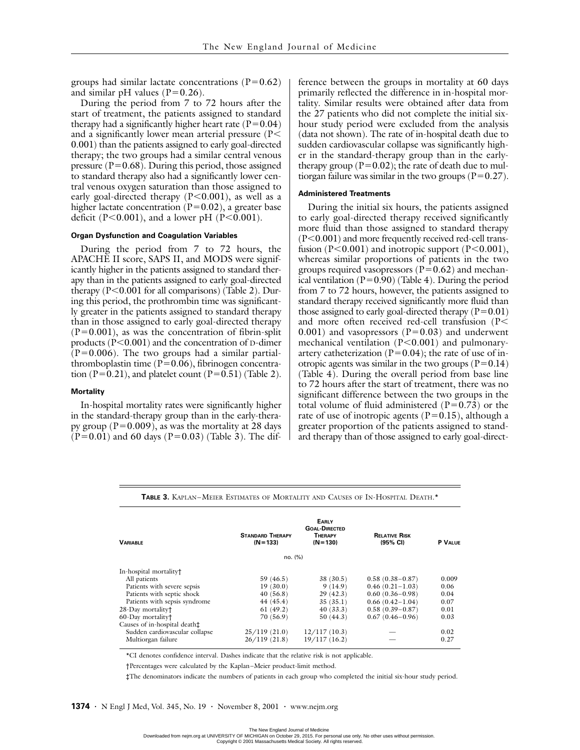groups had similar lactate concentrations ($P=0.62$) and similar pH values ($P=0.26$).

During the period from 7 to 72 hours after the start of treatment, the patients assigned to standard therapy had a significantly higher heart rate ($P=0.04$) and a significantly lower mean arterial pressure ($P<0.001$) than the patients assigned to early goal-directed therapy; the two groups had a similar central venous pressure ($P=0.68$). During this period, those assigned to standard therapy also had a significantly lower central venous oxygen saturation than those assigned to early goal-directed therapy ($P<0.001$), as well as a higher lactate concentration ($P=0.02$), a greater base deficit ($P<0.001$), and a lower pH ($P<0.001$).

#### Organ Dysfunction and Coagulation Variables

During the period from 7 to 72 hours, the APACHE II score, SAPS II, and MODS were significantly higher in the patients assigned to standard therapy than in the patients assigned to early goal-directed therapy ($P<0.001$ for all comparisons) (Table 2). During this period, the prothrombin time was significantly greater in the patients assigned to standard therapy than in those assigned to early goal-directed therapy ($P=0.001$), as was the concentration of fibrin-split products ($P<0.001$) and the concentration of D-dimer ($P=0.006$). The two groups had a similar partial-thromboplastin time ($P=0.06$), fibrinogen concentration ($P=0.21$), and platelet count ($P=0.51$) (Table 2).

#### Mortality

In-hospital mortality rates were significantly higher in the standard-therapy group than in the early-therapy group ($P=0.009$), as was the mortality at 28 days ($P=0.01$) and 60 days ($P=0.03$) (Table 3). The difference between the groups in mortality at 60 days primarily reflected the difference in in-hospital mortality. Similar results were obtained after data from the 27 patients who did not complete the initial six-hour study period were excluded from the analysis (data not shown). The rate of in-hospital death due to sudden cardiovascular collapse was significantly higher in the standard-therapy group than in the early-therapy group ($P=0.02$); the rate of death due to multiorgan failure was similar in the two groups ($P=0.27$).

#### Administered Treatments

During the initial six hours, the patients assigned to early goal-directed therapy received significantly more fluid than those assigned to standard therapy ($P<0.001$) and more frequently received red-cell transfusion ($P<0.001$) and inotropic support ($P<0.001$), whereas similar proportions of patients in the two groups required vasopressors ($P=0.62$) and mechanical ventilation ($P=0.90$) (Table 4). During the period from 7 to 72 hours, however, the patients assigned to standard therapy received significantly more fluid than those assigned to early goal-directed therapy ($P=0.01$) and more often received red-cell transfusion ($P<0.001$) and vasopressors ($P=0.03$) and underwent mechanical ventilation ($P<0.001$) and pulmonary-artery catheterization ($P=0.04$); the rate of use of inotropic agents was similar in the two groups ($P=0.14$) (Table 4). During the overall period from base line to 72 hours after the start of treatment, there was no significant difference between the two groups in the total volume of fluid administered ($P=0.73$) or the rate of use of inotropic agents ($P=0.15$), although a greater proportion of the patients assigned to standard therapy than of those assigned to early goal-direct-

**Table 3.** Kaplan–Meier Estimates of Mortality and Causes of In-Hospital Death.*

| Variable | Standard Therapy (N=133) | Early Goal-Directed Therapy (N=130) | Relative Risk (95% CI) | P Value |
|---|---|---|---|---|
| | no. (%) | | | |
| In-hospital mortality† | | | | |
| All patients | 59 (46.5) | 38 (30.5) | 0.58 (0.38–0.87) | 0.009 |
| Patients with severe sepsis | 19 (30.0) | 9 (14.9) | 0.46 (0.21–1.03) | 0.06 |
| Patients with septic shock | 40 (56.8) | 29 (42.3) | 0.60 (0.36–0.98) | 0.04 |
| Patients with sepsis syndrome | 44 (45.4) | 35 (35.1) | 0.66 (0.42–1.04) | 0.07 |
| 28-Day mortality† | 61 (49.2) | 40 (33.3) | 0.58 (0.39–0.87) | 0.01 |
| 60-Day mortality† | 70 (56.9) | 50 (44.3) | 0.67 (0.46–0.96) | 0.03 |
| Causes of in-hospital death‡ | | | | |
| Sudden cardiovascular collapse | 25/119 (21.0) | 12/117 (10.3) | — | 0.02 |
| Multiorgan failure | 26/119 (21.8) | 19/117 (16.2) | — | 0.27 |

*CI denotes confidence interval. Dashes indicate that the relative risk is not applicable.

†Percentages were calculated by the Kaplan–Meier product-limit method.

‡The denominators indicate the numbers of patients in each group who completed the initial six-hour study period.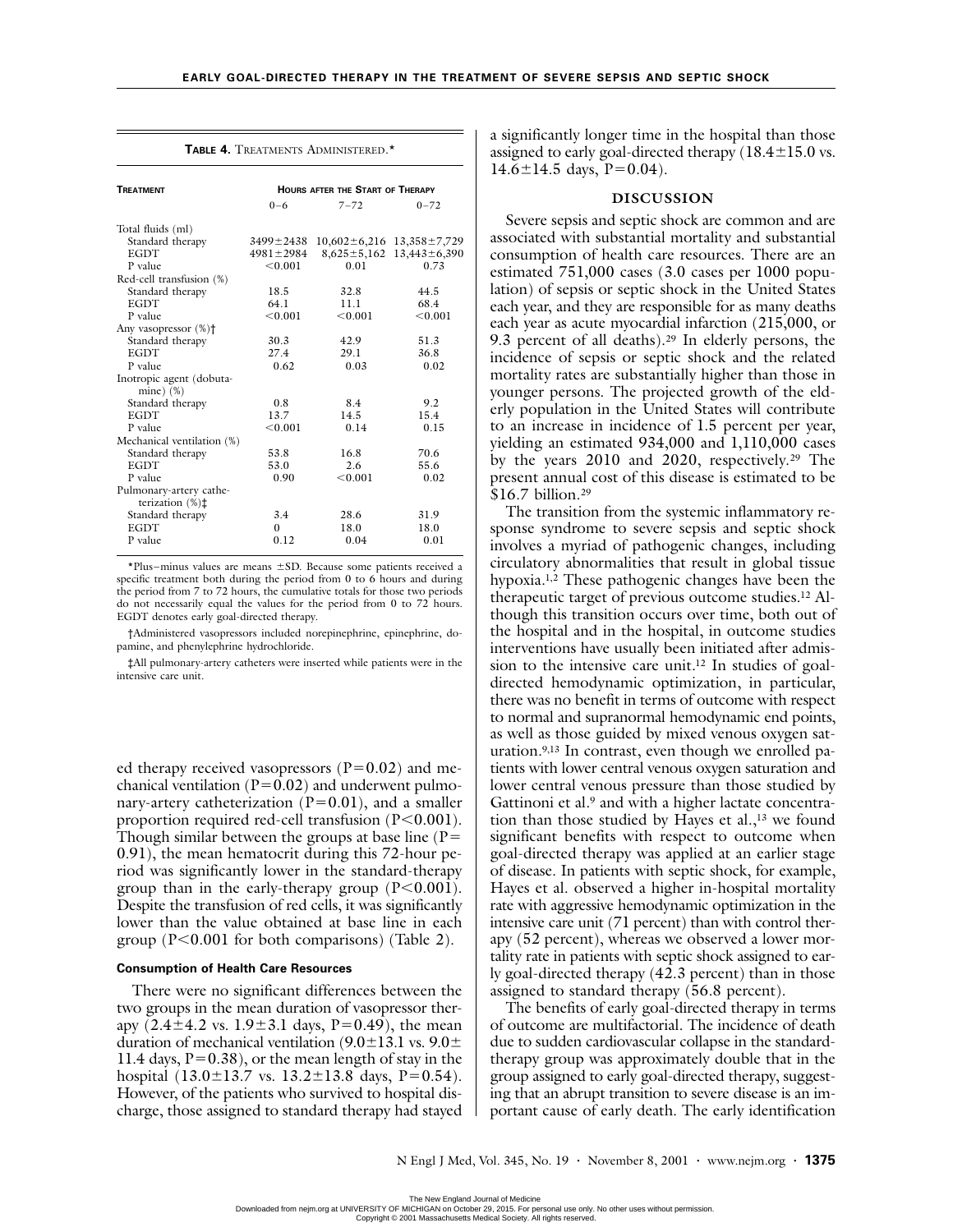**Table 4.** Treatments Administered.*

| Treatment | Hours after the Start of Therapy | | |
|---|---|---|---|
| | 0–6 | 7–72 | 0–72 |
| Total fluids (ml) | | | |
| Standard therapy | 3499±2438 | 10,602±6,216 | 13,358±7,729 |
| EGDT | 4981±2984 | 8,625±5,162 | 13,443±6,390 |
| P value | <0.001 | 0.01 | 0.73 |
| Red-cell transfusion (%) | | | |
| Standard therapy | 18.5 | 32.8 | 44.5 |
| EGDT | 64.1 | 11.1 | 68.4 |
| P value | <0.001 | <0.001 | <0.001 |
| Any vasopressor (%)† | | | |
| Standard therapy | 30.3 | 42.9 | 51.3 |
| EGDT | 27.4 | 29.1 | 36.8 |
| P value | 0.62 | 0.03 | 0.02 |
| Inotropic agent (dobutamine) (%) | | | |
| Standard therapy | 0.8 | 8.4 | 9.2 |
| EGDT | 13.7 | 14.5 | 15.4 |
| P value | <0.001 | 0.14 | 0.15 |
| Mechanical ventilation (%) | | | |
| Standard therapy | 53.8 | 16.8 | 70.6 |
| EGDT | 53.0 | 2.6 | 55.6 |
| P value | 0.90 | <0.001 | 0.02 |
| Pulmonary-artery catheterization (%)‡ | | | |
| Standard therapy | 3.4 | 28.6 | 31.9 |
| EGDT | 0 | 18.0 | 18.0 |
| P value | 0.12 | 0.04 | 0.01 |

*Plus–minus values are means ±SD. Because some patients received a specific treatment both during the period from 0 to 6 hours and during the period from 7 to 72 hours, the cumulative totals for those two periods do not necessarily equal the values for the period from 0 to 72 hours. EGDT denotes early goal-directed therapy.

†Administered vasopressors included norepinephrine, epinephrine, dopamine, and phenylephrine hydrochloride.

‡All pulmonary-artery catheters were inserted while patients were in the intensive care unit.

ed therapy received vasopressors (P=0.02) and mechanical ventilation (P=0.02) and underwent pulmonary-artery catheterization (P=0.01), and a smaller proportion required red-cell transfusion (P<0.001). Though similar between the groups at base line (P=0.91), the mean hematocrit during this 72-hour period was significantly lower in the standard-therapy group than in the early-therapy group (P<0.001). Despite the transfusion of red cells, it was significantly lower than the value obtained at base line in each group (P<0.001 for both comparisons) (Table 2).

#### Consumption of Health Care Resources

There were no significant differences between the two groups in the mean duration of vasopressor therapy (2.4±4.2 vs. 1.9±3.1 days, P=0.49), the mean duration of mechanical ventilation (9.0±13.1 vs. 9.0±11.4 days, P=0.38), or the mean length of stay in the hospital (13.0±13.7 vs. 13.2±13.8 days, P=0.54). However, of the patients who survived to hospital discharge, those assigned to standard therapy had stayed a significantly longer time in the hospital than those assigned to early goal-directed therapy (18.4±15.0 vs. 14.6±14.5 days, P=0.04).

## DISCUSSION

Severe sepsis and septic shock are common and are associated with substantial mortality and substantial consumption of health care resources. There are an estimated 751,000 cases (3.0 cases per 1000 population) of sepsis or septic shock in the United States each year, and they are responsible for as many deaths each year as acute myocardial infarction (215,000, or 9.3 percent of all deaths).[29] In elderly persons, the incidence of sepsis or septic shock and the related mortality rates are substantially higher than those in younger persons. The projected growth of the elderly population in the United States will contribute to an increase in incidence of 1.5 percent per year, yielding an estimated 934,000 and 1,110,000 cases by the years 2010 and 2020, respectively.[29] The present annual cost of this disease is estimated to be $16.7 billion.[29]

The transition from the systemic inflammatory response syndrome to severe sepsis and septic shock involves a myriad of pathogenic changes, including circulatory abnormalities that result in global tissue hypoxia.[1,2] These pathogenic changes have been the therapeutic target of previous outcome studies.[12] Although this transition occurs over time, both out of the hospital and in the hospital, in outcome studies interventions have usually been initiated after admission to the intensive care unit.[12] In studies of goal-directed hemodynamic optimization, in particular, there was no benefit in terms of outcome with respect to normal and supranormal hemodynamic end points, as well as those guided by mixed venous oxygen saturation.[9,13] In contrast, even though we enrolled patients with lower central venous oxygen saturation and lower central venous pressure than those studied by Gattinoni et al.[9] and with a higher lactate concentration than those studied by Hayes et al.,[13] we found significant benefits with respect to outcome when goal-directed therapy was applied at an earlier stage of disease. In patients with septic shock, for example, Hayes et al. observed a higher in-hospital mortality rate with aggressive hemodynamic optimization in the intensive care unit (71 percent) than with control therapy (52 percent), whereas we observed a lower mortality rate in patients with septic shock assigned to early goal-directed therapy (42.3 percent) than in those assigned to standard therapy (56.8 percent).

The benefits of early goal-directed therapy in terms of outcome are multifactorial. The incidence of death due to sudden cardiovascular collapse in the standard-therapy group was approximately double that in the group assigned to early goal-directed therapy, suggesting that an abrupt transition to severe disease is an important cause of early death. The early identification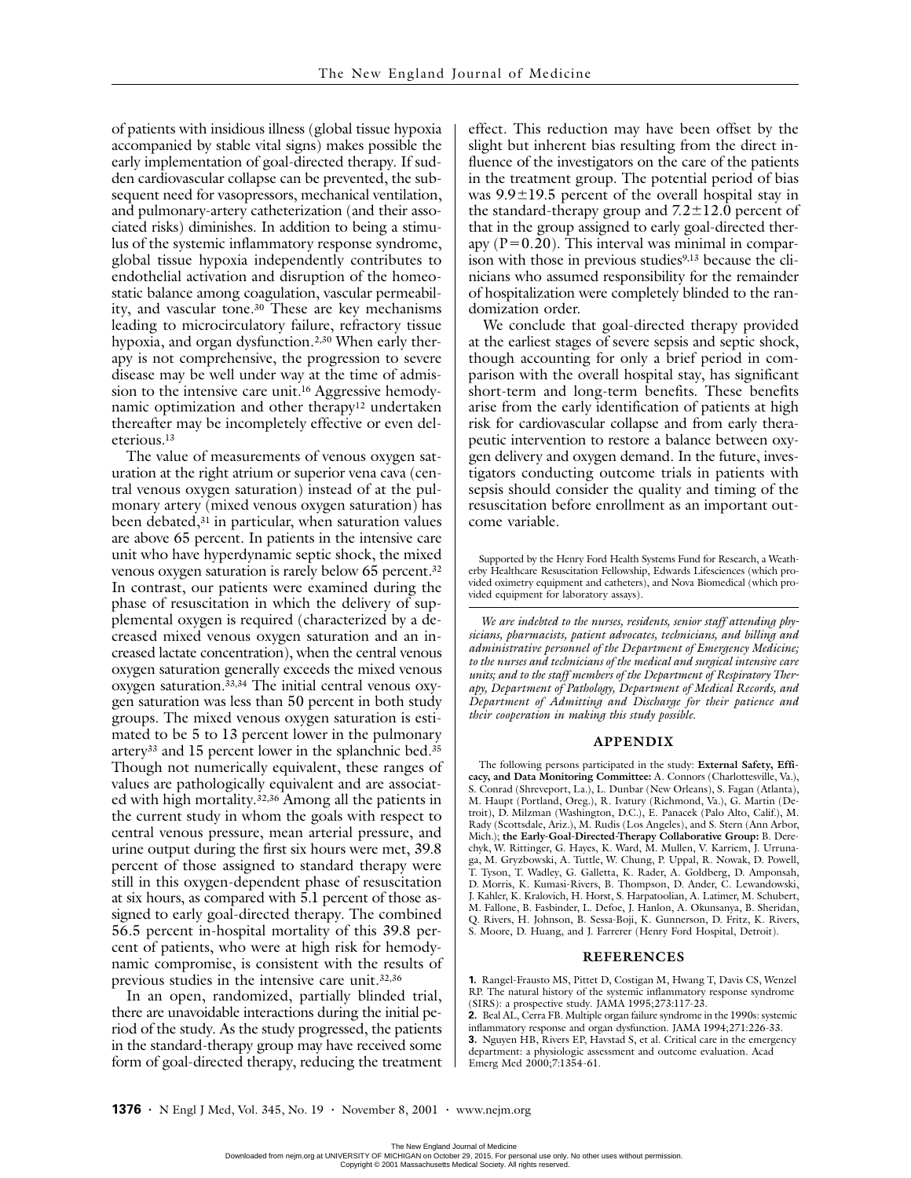of patients with insidious illness (global tissue hypoxia accompanied by stable vital signs) makes possible the early implementation of goal-directed therapy. If sudden cardiovascular collapse can be prevented, the subsequent need for vasopressors, mechanical ventilation, and pulmonary-artery catheterization (and their associated risks) diminishes. In addition to being a stimulus of the systemic inflammatory response syndrome, global tissue hypoxia independently contributes to endothelial activation and disruption of the homeostatic balance among coagulation, vascular permeability, and vascular tone.[30] These are key mechanisms leading to microcirculatory failure, refractory tissue hypoxia, and organ dysfunction.[2,30] When early therapy is not comprehensive, the progression to severe disease may be well under way at the time of admission to the intensive care unit.[16] Aggressive hemodynamic optimization and other therapy[12] undertaken thereafter may be incompletely effective or even deleterious.[13]

The value of measurements of venous oxygen saturation at the right atrium or superior vena cava (central venous oxygen saturation) instead of at the pulmonary artery (mixed venous oxygen saturation) has been debated,[31] in particular, when saturation values are above 65 percent. In patients in the intensive care unit who have hyperdynamic septic shock, the mixed venous oxygen saturation is rarely below 65 percent.[32] In contrast, our patients were examined during the phase of resuscitation in which the delivery of supplemental oxygen is required (characterized by a decreased mixed venous oxygen saturation and an increased lactate concentration), when the central venous oxygen saturation generally exceeds the mixed venous oxygen saturation.[33,34] The initial central venous oxygen saturation was less than 50 percent in both study groups. The mixed venous oxygen saturation is estimated to be 5 to 13 percent lower in the pulmonary artery[33] and 15 percent lower in the splanchnic bed.[35] Though not numerically equivalent, these ranges of values are pathologically equivalent and are associated with high mortality.[32,36] Among all the patients in the current study in whom the goals with respect to central venous pressure, mean arterial pressure, and urine output during the first six hours were met, 39.8 percent of those assigned to standard therapy were still in this oxygen-dependent phase of resuscitation at six hours, as compared with 5.1 percent of those assigned to early goal-directed therapy. The combined 56.5 percent in-hospital mortality of this 39.8 percent of patients, who were at high risk for hemodynamic compromise, is consistent with the results of previous studies in the intensive care unit.[32,36]

In an open, randomized, partially blinded trial, there are unavoidable interactions during the initial period of the study. As the study progressed, the patients in the standard-therapy group may have received some form of goal-directed therapy, reducing the treatment effect. This reduction may have been offset by the slight but inherent bias resulting from the direct influence of the investigators on the care of the patients in the treatment group. The potential period of bias was $9.9 \pm 19.5$ percent of the overall hospital stay in the standard-therapy group and $7.2 \pm 12.0$ percent of that in the group assigned to early goal-directed therapy ($P = 0.20$). This interval was minimal in comparison with those in previous studies[9,13] because the clinicians who assumed responsibility for the remainder of hospitalization were completely blinded to the randomization order.

We conclude that goal-directed therapy provided at the earliest stages of severe sepsis and septic shock, though accounting for only a brief period in comparison with the overall hospital stay, has significant short-term and long-term benefits. These benefits arise from the early identification of patients at high risk for cardiovascular collapse and from early therapeutic intervention to restore a balance between oxygen delivery and oxygen demand. In the future, investigators conducting outcome trials in patients with sepsis should consider the quality and timing of the resuscitation before enrollment as an important outcome variable.

Supported by the Henry Ford Health Systems Fund for Research, a Weatherby Healthcare Resuscitation Fellowship, Edwards Lifesciences (which provided oximetry equipment and catheters), and Nova Biomedical (which provided equipment for laboratory assays).

*We are indebted to the nurses, residents, senior staff attending physicians, pharmacists, patient advocates, technicians, and billing and administrative personnel of the Department of Emergency Medicine; to the nurses and technicians of the medical and surgical intensive care units; and to the staff members of the Department of Respiratory Therapy, Department of Pathology, Department of Medical Records, and Department of Admitting and Discharge for their patience and their cooperation in making this study possible.*

## APPENDIX

The following persons participated in the study: **External Safety, Efficacy, and Data Monitoring Committee:** A. Connors (Charlottesville, Va.), S. Conrad (Shreveport, La.), L. Dunbar (New Orleans), S. Fagan (Atlanta), M. Haupt (Portland, Oreg.), R. Ivatury (Richmond, Va.), G. Martin (Detroit), D. Milzman (Washington, D.C.), E. Panacek (Palo Alto, Calif.), M. Rady (Scottsdale, Ariz.), M. Rudis (Los Angeles), and S. Stern (Ann Arbor, Mich.); **the Early-Goal-Directed-Therapy Collaborative Group:** B. Derechyk, W. Rittinger, G. Hayes, K. Ward, M. Mullen, V. Karriem, J. Urrunaga, M. Gryzbowski, A. Tuttle, W. Chung, P. Uppal, R. Nowak, D. Powell, T. Tyson, T. Wadley, G. Galletta, K. Rader, A. Goldberg, D. Amponsah, D. Morris, K. Kumasi-Rivers, B. Thompson, D. Ander, C. Lewandowski, J. Kahler, K. Kralovich, H. Horst, S. Harpatoolian, A. Latimer, M. Schubert, M. Fallone, B. Fasbinder, L. Defoe, J. Hanlon, A. Okunsanya, B. Sheridan, Q. Rivers, H. Johnson, B. Sessa-Boji, K. Gunnerson, D. Fritz, K. Rivers, S. Moore, D. Huang, and J. Farrerer (Henry Ford Hospital, Detroit).

## REFERENCES

**1.** Rangel-Frausto MS, Pittet D, Costigan M, Hwang T, Davis CS, Wenzel RP. The natural history of the systemic inflammatory response syndrome (SIRS): a prospective study. JAMA 1995;273:117-23.

**2.** Beal AL, Cerra FB. Multiple organ failure syndrome in the 1990s: systemic inflammatory response and organ dysfunction. JAMA 1994;271:226-33.

**3.** Nguyen HB, Rivers EP, Havstad S, et al. Critical care in the emergency department: a physiologic assessment and outcome evaluation. Acad Emerg Med 2000;7:1354-61.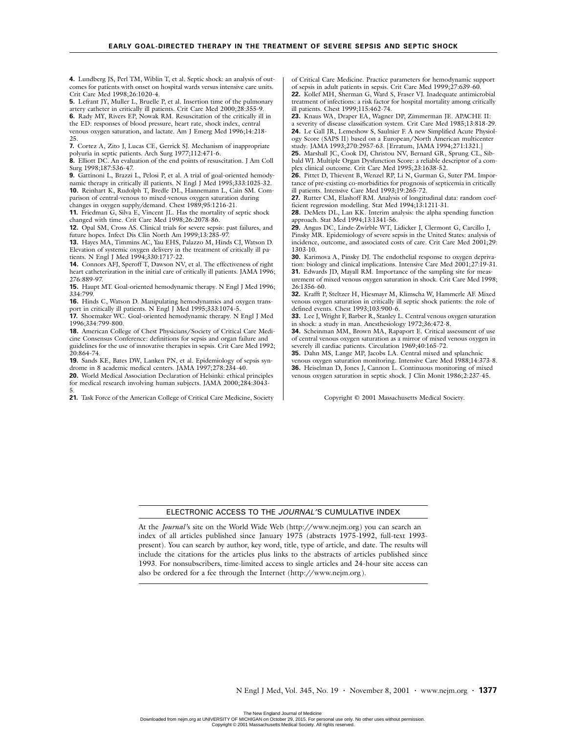**4.** Lundberg JS, Perl TM, Wiblin T, et al. Septic shock: an analysis of outcomes for patients with onset on hospital wards versus intensive care units. Crit Care Med 1998;26:1020-4.
**5.** Lefrant JY, Muller L, Bruelle P, et al. Insertion time of the pulmonary artery catheter in critically ill patients. Crit Care Med 2000;28:355-9.
**6.** Rady MY, Rivers EP, Nowak RM. Resuscitation of the critically ill in the ED: responses of blood pressure, heart rate, shock index, central venous oxygen saturation, and lactate. Am J Emerg Med 1996;14:218-25.
**7.** Cortez A, Zito J, Lucas CE, Gerrick SJ. Mechanism of inappropriate polyuria in septic patients. Arch Surg 1977;112:471-6.
**8.** Elliott DC. An evaluation of the end points of resuscitation. J Am Coll Surg 1998;187:536-47.
**9.** Gattinoni L, Brazzi L, Pelosi P, et al. A trial of goal-oriented hemodynamic therapy in critically ill patients. N Engl J Med 1995;333:1025-32.
**10.** Reinhart K, Rudolph T, Bredle DL, Hannemann L, Cain SM. Comparison of central-venous to mixed-venous oxygen saturation during changes in oxygen supply/demand. Chest 1989;95:1216-21.
**11.** Friedman G, Silva E, Vincent JL. Has the mortality of septic shock changed with time. Crit Care Med 1998;26:2078-86.
**12.** Opal SM, Cross AS. Clinical trials for severe sepsis: past failures, and future hopes. Infect Dis Clin North Am 1999;13:285-97.
**13.** Hayes MA, Timmins AC, Yau EHS, Palazzo M, Hinds CJ, Watson D. Elevation of systemic oxygen delivery in the treatment of critically ill patients. N Engl J Med 1994;330:1717-22.
**14.** Connors AFJ, Speroff T, Dawson NV, et al. The effectiveness of right heart catheterization in the initial care of critically ill patients. JAMA 1996;276:889-97.
**15.** Haupt MT. Goal-oriented hemodynamic therapy. N Engl J Med 1996;334:799.
**16.** Hinds C, Watson D. Manipulating hemodynamics and oxygen transport in critically ill patients. N Engl J Med 1995;333:1074-5.
**17.** Shoemaker WC. Goal-oriented hemodynamic therapy. N Engl J Med 1996;334:799-800.
**18.** American College of Chest Physicians/Society of Critical Care Medicine Consensus Conference: definitions for sepsis and organ failure and guidelines for the use of innovative therapies in sepsis. Crit Care Med 1992;20:864-74.
**19.** Sands KE, Bates DW, Lanken PN, et al. Epidemiology of sepsis syndrome in 8 academic medical centers. JAMA 1997;278:234-40.
**20.** World Medical Association Declaration of Helsinki: ethical principles for medical research involving human subjects. JAMA 2000;284:3043-5.
**21.** Task Force of the American College of Critical Care Medicine, Society of Critical Care Medicine. Practice parameters for hemodynamic support of sepsis in adult patients in sepsis. Crit Care Med 1999;27:639-60.
**22.** Kollef MH, Sherman G, Ward S, Fraser VJ. Inadequate antimicrobial treatment of infections: a risk factor for hospital mortality among critically ill patients. Chest 1999;115:462-74.
**23.** Knaus WA, Draper EA, Wagner DP, Zimmerman JE. APACHE II: a severity of disease classification system. Crit Care Med 1985;13:818-29.
**24.** Le Gall JR, Lemeshow S, Saulnier F. A new Simplified Acute Physiology Score (SAPS II) based on a European/North American multicenter study. JAMA 1993;270:2957-63. [Erratum, JAMA 1994;271:1321.]
**25.** Marshall JC, Cook DJ, Christou NV, Bernard GR, Sprung CL, Sibbald WJ. Multiple Organ Dysfunction Score: a reliable descriptor of a complex clinical outcome. Crit Care Med 1995;23:1638-52.
**26.** Pittet D, Thievent B, Wenzel RP, Li N, Gurman G, Suter PM. Importance of pre-existing co-morbidities for prognosis of septicemia in critically ill patients. Intensive Care Med 1993;19:265-72.
**27.** Rutter CM, Elashoff RM. Analysis of longitudinal data: random coefficient regression modelling. Stat Med 1994;13:1211-31.
**28.** DeMets DL, Lan KK. Interim analysis: the alpha spending function approach. Stat Med 1994;13:1341-56.
**29.** Angus DC, Linde-Zwirble WT, Lidicker J, Clermont G, Carcillo J, Pinsky MR. Epidemiology of severe sepsis in the United States: analysis of incidence, outcome, and associated costs of care. Crit Care Med 2001;29:1303-10.
**30.** Karimova A, Pinsky DJ. The endothelial response to oxygen deprivation: biology and clinical implications. Intensive Care Med 2001;27:19-31.
**31.** Edwards JD, Mayall RM. Importance of the sampling site for measurement of mixed venous oxygen saturation in shock. Crit Care Med 1998;26:1356-60.
**32.** Krafft P, Steltzer H, Hiesmayr M, Klimscha W, Hammerle AF. Mixed venous oxygen saturation in critically ill septic shock patients: the role of defined events. Chest 1993;103:900-6.
**33.** Lee J, Wright F, Barber R, Stanley L. Central venous oxygen saturation in shock: a study in man. Anesthesiology 1972;36:472-8.
**34.** Scheinman MM, Brown MA, Rapaport E. Critical assessment of use of central venous oxygen saturation as a mirror of mixed venous oxygen in severely ill cardiac patients. Circulation 1969;40:165-72.
**35.** Dahn MS, Lange MP, Jacobs LA. Central mixed and splanchnic venous oxygen saturation monitoring. Intensive Care Med 1988;14:373-8.
**36.** Heiselman D, Jones J, Cannon L. Continuous monitoring of mixed venous oxygen saturation in septic shock. J Clin Monit 1986;2:237-45.

Copyright © 2001 Massachusetts Medical Society.

---

ELECTRONIC ACCESS TO THE *JOURNAL*'S CUMULATIVE INDEX

At the *Journal*'s site on the World Wide Web (http://www.nejm.org) you can search an index of all articles published since January 1975 (abstracts 1975-1992, full-text 1993-present). You can search by author, key word, title, type of article, and date. The results will include the citations for the articles plus links to the abstracts of articles published since 1993. For nonsubscribers, time-limited access to single articles and 24-hour site access can also be ordered for a fee through the Internet (http://www.nejm.org).

---